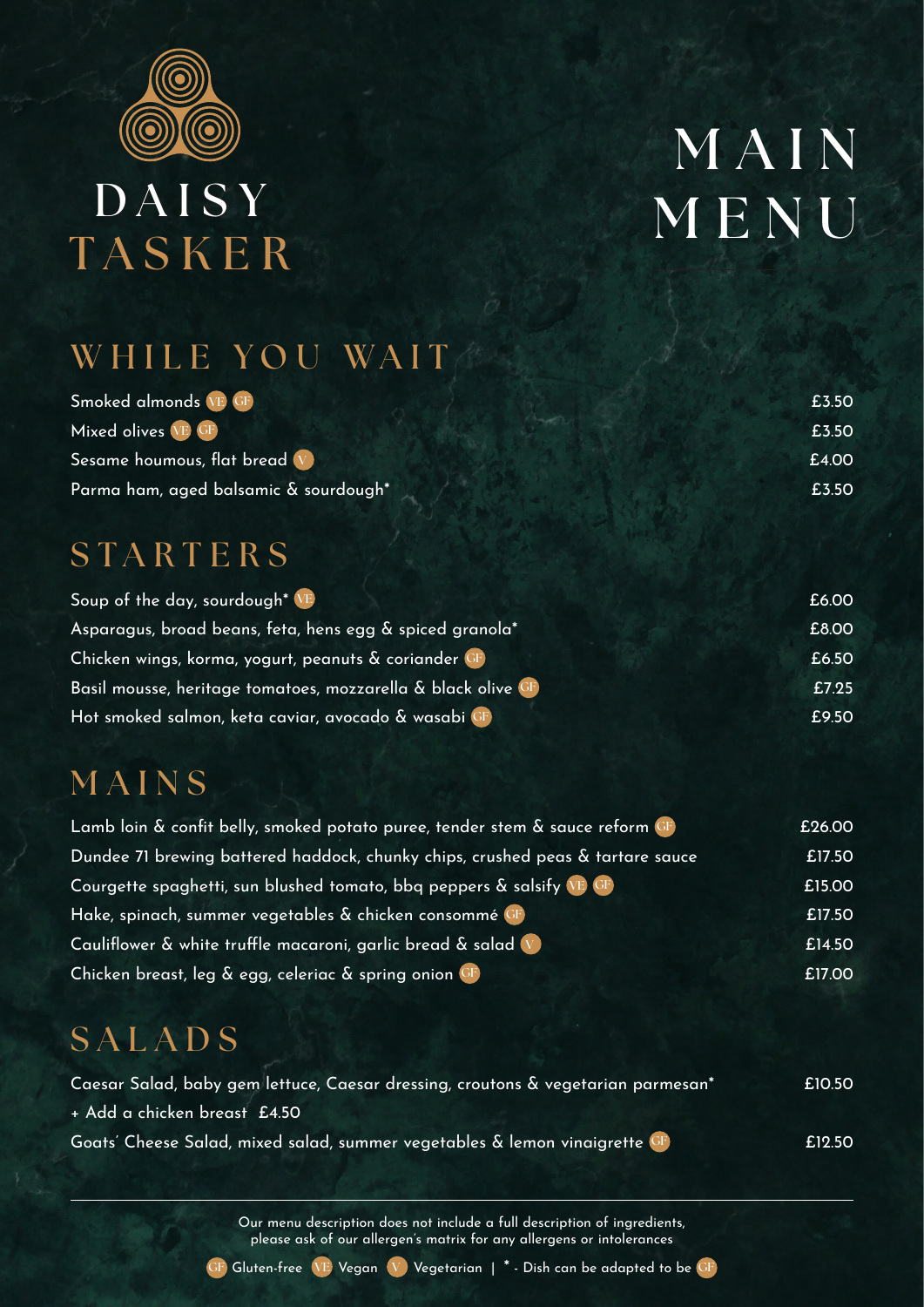# DAISY TASKER

# MAIN MENU

## WHILE YOU WAIT

| Item | Price |
|---|---|
| Smoked almonds VE GF | £3.50 |
| Mixed olives VE GF | £3.50 |
| Sesame houmous, flat bread V | £4.00 |
| Parma ham, aged balsamic & sourdough* | £3.50 |

## STARTERS

| Item | Price |
|---|---|
| Soup of the day, sourdough* VE | £6.00 |
| Asparagus, broad beans, feta, hens egg & spiced granola* | £8.00 |
| Chicken wings, korma, yogurt, peanuts & coriander GF | £6.50 |
| Basil mousse, heritage tomatoes, mozzarella & black olive GF | £7.25 |
| Hot smoked salmon, keta caviar, avocado & wasabi GF | £9.50 |

## MAINS

| Item | Price |
|---|---|
| Lamb loin & confit belly, smoked potato puree, tender stem & sauce reform GF | £26.00 |
| Dundee 71 brewing battered haddock, chunky chips, crushed peas & tartare sauce | £17.50 |
| Courgette spaghetti, sun blushed tomato, bbq peppers & salsify VE GF | £15.00 |
| Hake, spinach, summer vegetables & chicken consommé GF | £17.50 |
| Cauliflower & white truffle macaroni, garlic bread & salad V | £14.50 |
| Chicken breast, leg & egg, celeriac & spring onion GF | £17.00 |

## SALADS

| Item | Price |
|---|---|
| Caesar Salad, baby gem lettuce, Caesar dressing, croutons & vegetarian parmesan* | £10.50 |
| + Add a chicken breast £4.50 | |
| Goats' Cheese Salad, mixed salad, summer vegetables & lemon vinaigrette GF | £12.50 |

Our menu description does not include a full description of ingredients, please ask of our allergen's matrix for any allergens or intolerances

GF Gluten-free VE Vegan V Vegetarian | * - Dish can be adapted to be GF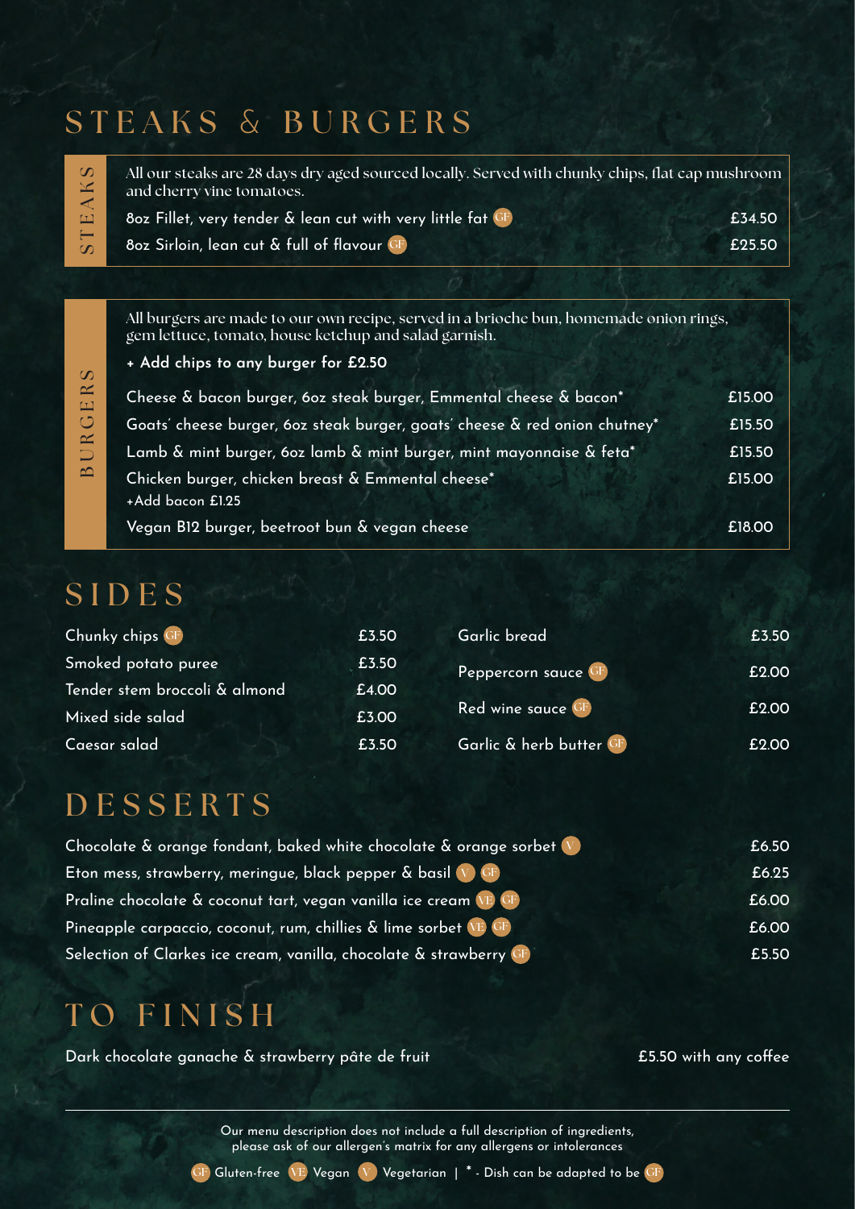# STEAKS & BURGERS

## STEAKS

All our steaks are 28 days dry aged sourced locally. Served with chunky chips, flat cap mushroom and cherry vine tomatoes.

| | |
|---|---|
| 8oz Fillet, very tender & lean cut with very little fat GF | £34.50 |
| 8oz Sirloin, lean cut & full of flavour GF | £25.50 |

## BURGERS

All burgers are made to our own recipe, served in a brioche bun, homemade onion rings, gem lettuce, tomato, house ketchup and salad garnish.

**+ Add chips to any burger for £2.50**

| | |
|---|---|
| Cheese & bacon burger, 6oz steak burger, Emmental cheese & bacon* | £15.00 |
| Goats' cheese burger, 6oz steak burger, goats' cheese & red onion chutney* | £15.50 |
| Lamb & mint burger, 6oz lamb & mint burger, mint mayonnaise & feta* | £15.50 |
| Chicken burger, chicken breast & Emmental cheese* +Add bacon £1.25 | £15.00 |
| Vegan B12 burger, beetroot bun & vegan cheese | £18.00 |

# SIDES

| | |
|---|---|
| Chunky chips GF | £3.50 |
| Smoked potato puree | £3.50 |
| Tender stem broccoli & almond | £4.00 |
| Mixed side salad | £3.00 |
| Caesar salad | £3.50 |
| Garlic bread | £3.50 |
| Peppercorn sauce GF | £2.00 |
| Red wine sauce GF | £2.00 |
| Garlic & herb butter GF | £2.00 |

# DESSERTS

| | |
|---|---|
| Chocolate & orange fondant, baked white chocolate & orange sorbet V | £6.50 |
| Eton mess, strawberry, meringue, black pepper & basil V GF | £6.25 |
| Praline chocolate & coconut tart, vegan vanilla ice cream VE GF | £6.00 |
| Pineapple carpaccio, coconut, rum, chillies & lime sorbet VE GF | £6.00 |
| Selection of Clarkes ice cream, vanilla, chocolate & strawberry GF | £5.50 |

# TO FINISH

Dark chocolate ganache & strawberry pâte de fruit — £5.50 with any coffee

---

Our menu description does not include a full description of ingredients, please ask of our allergen's matrix for any allergens or intolerances

GF Gluten-free VE Vegan V Vegetarian | * - Dish can be adapted to be GF